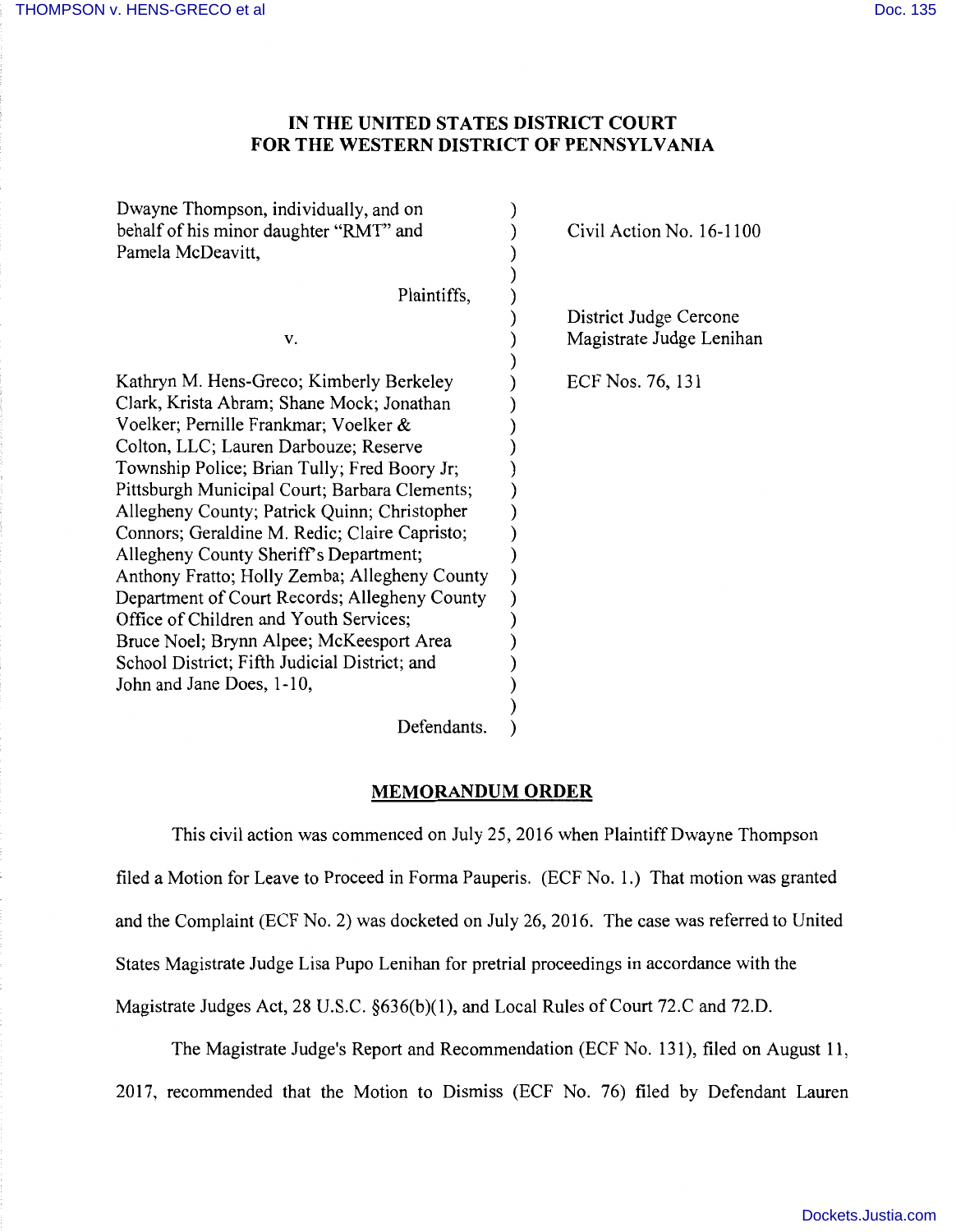# IN THE UNITED STATES DISTRICT COURT FOR THE WESTERN DISTRICT OF PENNSYLVANIA

| | |
|---|---|
| Dwayne Thompson, individually, and on behalf of his minor daughter "RMT" and Pamela McDeavitt,<br><br>Plaintiffs,<br><br>v.<br><br>Kathryn M. Hens-Greco; Kimberly Berkeley Clark, Krista Abram; Shane Mock; Jonathan Voelker; Pernille Frankmar; Voelker & Colton, LLC; Lauren Darbouze; Reserve Township Police; Brian Tully; Fred Boory Jr; Pittsburgh Municipal Court; Barbara Clements; Allegheny County; Patrick Quinn; Christopher Connors; Geraldine M. Redic; Claire Capristo; Allegheny County Sheriff's Department; Anthony Fratto; Holly Zemba; Allegheny County Department of Court Records; Allegheny County Office of Children and Youth Services; Bruce Noel; Brynn Alpee; McKeesport Area School District; Fifth Judicial District; and John and Jane Does, 1-10,<br><br>Defendants. | Civil Action No. 16-1100<br><br>District Judge Cercone<br>Magistrate Judge Lenihan<br><br>ECF Nos. 76, 131 |

## MEMORANDUM ORDER

This civil action was commenced on July 25, 2016 when Plaintiff Dwayne Thompson filed a Motion for Leave to Proceed in Forma Pauperis. (ECF No. 1.) That motion was granted and the Complaint (ECF No. 2) was docketed on July 26, 2016. The case was referred to United States Magistrate Judge Lisa Pupo Lenihan for pretrial proceedings in accordance with the Magistrate Judges Act, 28 U.S.C. §636(b)(1), and Local Rules of Court 72.C and 72.D.

The Magistrate Judge's Report and Recommendation (ECF No. 131), filed on August 11, 2017, recommended that the Motion to Dismiss (ECF No. 76) filed by Defendant Lauren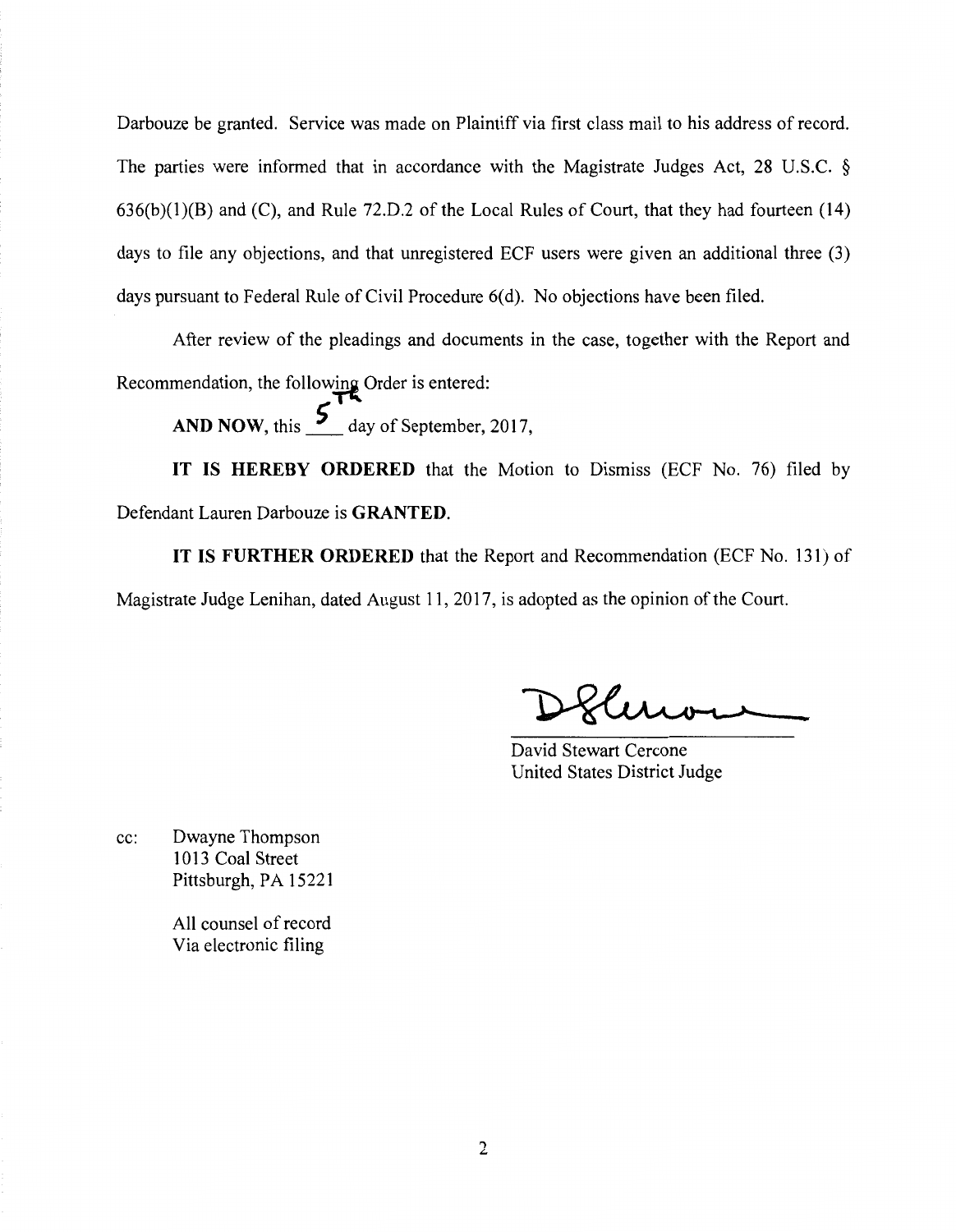Darbouze be granted. Service was made on Plaintiff via first class mail to his address of record. The parties were informed that in accordance with the Magistrate Judges Act, 28 U.S.C. § 636(b)(1)(B) and (C), and Rule 72.D.2 of the Local Rules of Court, that they had fourteen (14) days to file any objections, and that unregistered ECF users were given an additional three (3) days pursuant to Federal Rule of Civil Procedure 6(d). No objections have been filed.

After review of the pleadings and documents in the case, together with the Report and Recommendation, the following Order is entered:

**AND NOW**, this 5th day of September, 2017,

**IT IS HEREBY ORDERED** that the Motion to Dismiss (ECF No. 76) filed by Defendant Lauren Darbouze is **GRANTED**.

**IT IS FURTHER ORDERED** that the Report and Recommendation (ECF No. 131) of Magistrate Judge Lenihan, dated August 11, 2017, is adopted as the opinion of the Court.

David Stewart Cercone
United States District Judge

cc: Dwayne Thompson
1013 Coal Street
Pittsburgh, PA 15221

All counsel of record
Via electronic filing